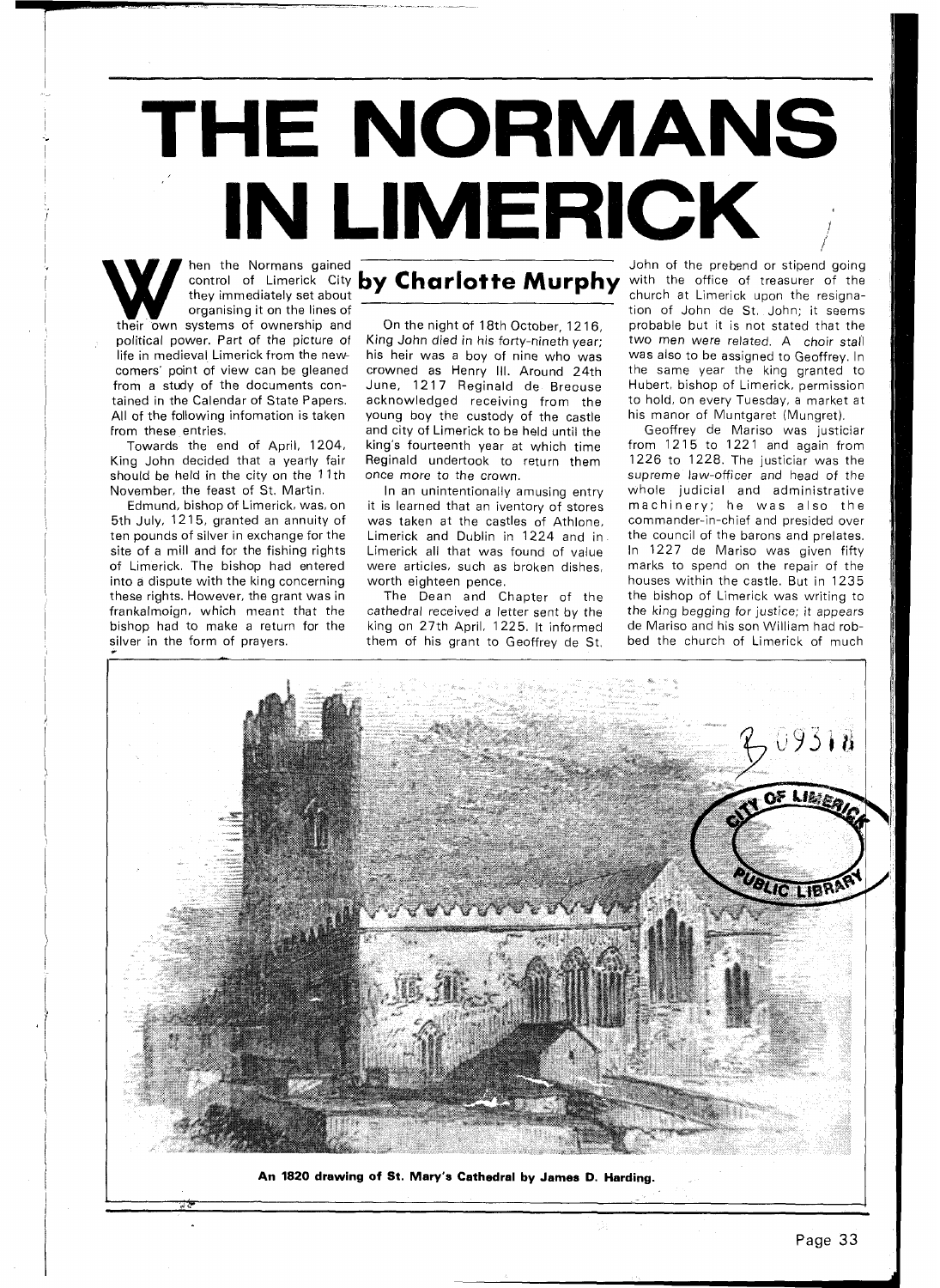# THE NORMANS IN LIMERICK

**by Charlotte Murphy**

When the Normans gained control of Limerick City they immediately set about organising it on the lines of their own systems of ownership and political power. Part of the picture of life in medieval Limerick from the newcomers' point of view can be gleaned from a study of the documents contained in the Calendar of State Papers. All of the following infomation is taken from these entries.

Towards the end of April, 1204, King John decided that a yearly fair should be held in the city on the 11th November, the feast of St. Martin.

Edmund, bishop of Limerick, was, on 5th July, 1215, granted an annuity of ten pounds of silver in exchange for the site of a mill and for the fishing rights of Limerick. The bishop had entered into a dispute with the king concerning these rights. However, the grant was in frankalmoign, which meant that the bishop had to make a return for the silver in the form of prayers.

On the night of 18th October, 1216, King John died in his forty-nineth year; his heir was a boy of nine who was crowned as Henry III. Around 24th June, 1217 Reginald de Breouse acknowledged receiving from the young boy the custody of the castle and city of Limerick to be held until the king's fourteenth year at which time Reginald undertook to return them once more to the crown.

In an unintentionally amusing entry it is learned that an inventory of stores was taken at the castles of Athlone, Limerick and Dublin in 1224 and in Limerick all that was found of value were articles, such as broken dishes, worth eighteen pence.

The Dean and Chapter of the cathedral received a letter sent by the king on 27th April, 1225. It informed them of his grant to Geoffrey de St. John of the prebend or stipend going with the office of treasurer of the church at Limerick upon the resignation of John de St. John; it seems probable but it is not stated that the two men were related. A choir stall was also to be assigned to Geoffrey. In the same year the king granted to Hubert, bishop of Limerick, permission to hold, on every Tuesday, a market at his manor of Muntgaret (Mungret).

Geoffrey de Mariso was justiciar from 1215 to 1221 and again from 1226 to 1228. The justiciar was the supreme law-officer and head of the whole judicial and administrative machinery; he was also the commander-in-chief and presided over the council of the barons and prelates. In 1227 de Mariso was given fifty marks to spend on the repair of the houses within the castle. But in 1235 the bishop of Limerick was writing to the king begging for justice; it appears de Mariso and his son William had robbed the church of Limerick of much

**An 1820 drawing of St. Mary's Cathedral by James D. Harding.**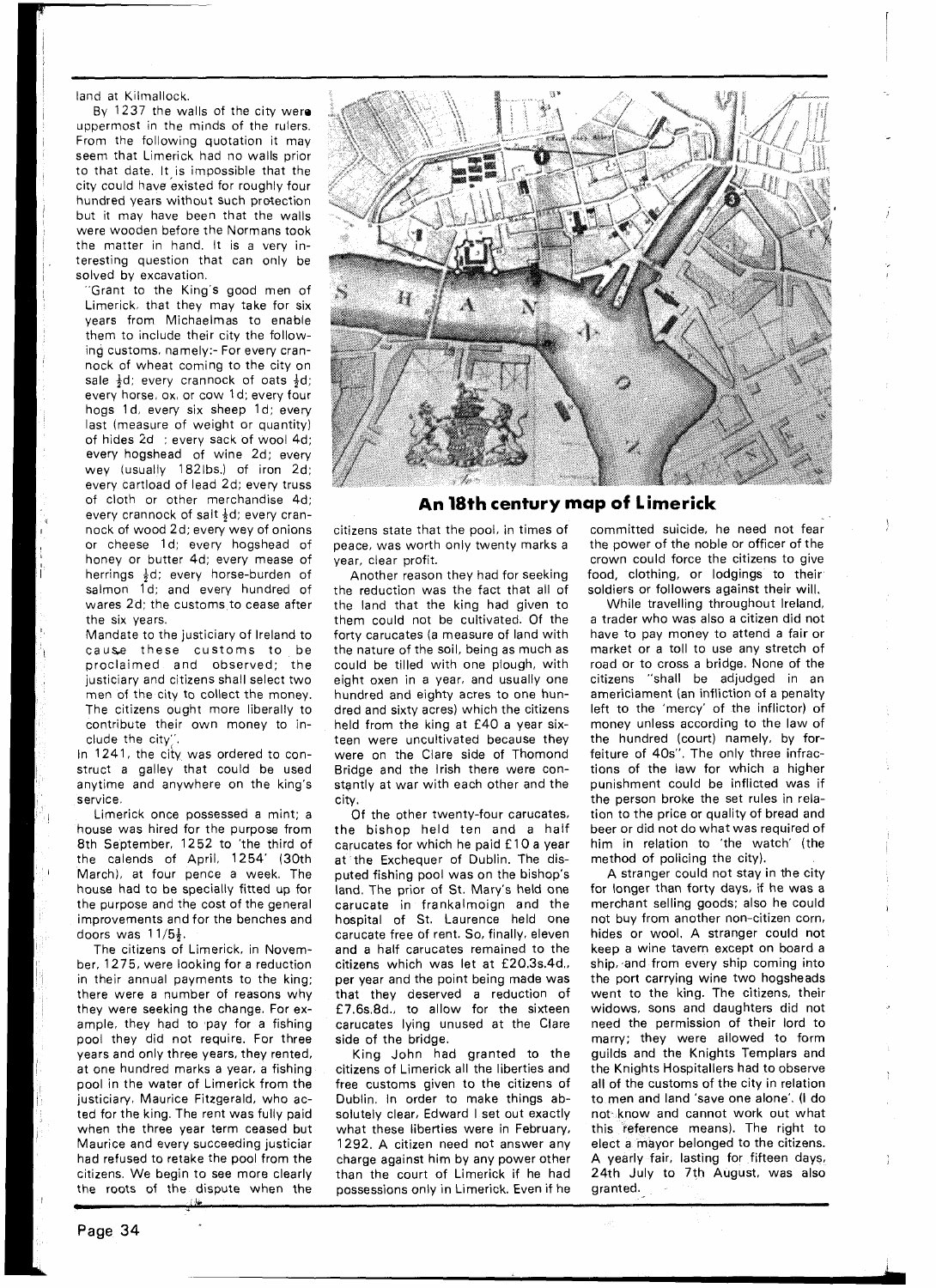land at Kilmallock.

By 1237 the walls of the city were uppermost in the minds of the rulers. From the following quotation it may seem that Limerick had no walls prior to that date. It is impossible that the city could have existed for roughly four hundred years without such protection but it may have been that the walls were wooden before the Normans took the matter in hand. It is a very interesting question that can only be solved by excavation.

"Grant to the King's good men of Limerick, that they may take for six years from Michaelmas to enable them to include their city the following customs, namely:- For every crannock of wheat coming to the city on sale ½d; every crannock of oats ½d; every horse, ox, or cow 1d; every four hogs 1d, every six sheep 1d; every last (measure of weight or quantity) of hides 2d ; every sack of wool 4d; every hogshead of wine 2d; every wey (usually 182lbs.) of iron 2d; every cartload of lead 2d; every truss of cloth or other merchandise 4d; every crannock of salt ½d; every crannock of wood 2d; every wey of onions or cheese 1d; every hogshead of honey or butter 4d; every mease of herrings ½d; every horse-burden of salmon 1d; and every hundred of wares 2d; the customs to cease after the six years.

Mandate to the justiciary of Ireland to cause these customs to be proclaimed and observed; the justiciary and citizens shall select two men of the city to collect the money. The citizens ought more liberally to contribute their own money to include the city".

In 1241, the city was ordered to construct a galley that could be used anytime and anywhere on the king's service.

Limerick once possessed a mint; a house was hired for the purpose from 8th September, 1252 to 'the third of the calends of April, 1254' (30th March), at four pence a week. The house had to be specially fitted up for the purpose and the cost of the general improvements and for the benches and doors was 11/5½.

The citizens of Limerick, in November, 1275, were looking for a reduction in their annual payments to the king; there were a number of reasons why they were seeking the change. For example, they had to pay for a fishing pool they did not require. For three years and only three years, they rented, at one hundred marks a year, a fishing pool in the water of Limerick from the justiciary, Maurice Fitzgerald, who acted for the king. The rent was fully paid when the three year term ceased but Maurice and every succeeding justiciar had refused to retake the pool from the citizens. We begin to see more clearly the roots of the dispute when the citizens state that the pool, in times of peace, was worth only twenty marks a year, clear profit.

**An 18th century map of Limerick**

Another reason they had for seeking the reduction was the fact that all of the land that the king had given to them could not be cultivated. Of the forty carucates (a measure of land with the nature of the soil, being as much as could be tilled with one plough, with eight oxen in a year, and usually one hundred and eighty acres to one hundred and sixty acres) which the citizens held from the king at £40 a year sixteen were uncultivated because they were on the Clare side of Thomond Bridge and the Irish there were constantly at war with each other and the city.

Of the other twenty-four carucates, the bishop held ten and a half carucates for which he paid £10 a year at the Exchequer of Dublin. The disputed fishing pool was on the bishop's land. The prior of St. Mary's held one carucate in frankalmoign and the hospital of St. Laurence held one carucate free of rent. So, finally, eleven and a half carucates remained to the citizens which was let at £20.3s.4d., per year and the point being made was that they deserved a reduction of £7.6s.8d., to allow for the sixteen carucates lying unused at the Clare side of the bridge.

King John had granted to the citizens of Limerick all the liberties and free customs given to the citizens of Dublin. In order to make things absolutely clear, Edward I set out exactly what these liberties were in February, 1292. A citizen need not answer any charge against him by any power other than the court of Limerick if he had possessions only in Limerick. Even if he committed suicide, he need not fear the power of the noble or officer of the crown could force the citizens to give food, clothing, or lodgings to their soldiers or followers against their will.

While travelling throughout Ireland, a trader who was also a citizen did not have to pay money to attend a fair or market or a toll to use any stretch of road or to cross a bridge. None of the citizens "shall be adjudged in an americiament (an infliction of a penalty left to the 'mercy' of the inflictor) of money unless according to the law of the hundred (court) namely, by forfeiture of 40s". The only three infractions of the law for which a higher punishment could be inflicted was if the person broke the set rules in relation to the price or quality of bread and beer or did not do what was required of him in relation to 'the watch' (the method of policing the city).

A stranger could not stay in the city for longer than forty days, if he was a merchant selling goods; also he could not buy from another non-citizen corn, hides or wool. A stranger could not keep a wine tavern except on board a ship, and from every ship coming into the port carrying wine two hogsheads went to the king. The citizens, their widows, sons and daughters did not need the permission of their lord to marry; they were allowed to form guilds and the Knights Templars and the Knights Hospitallers had to observe all of the customs of the city in relation to men and land 'save one alone'. (I do not know and cannot work out what this reference means). The right to elect a mayor belonged to the citizens. A yearly fair, lasting for fifteen days, 24th July to 7th August, was also granted.